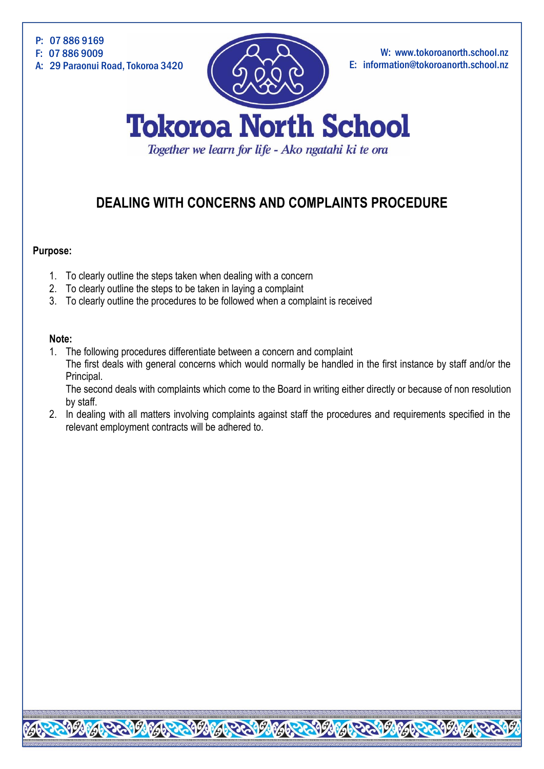P: 07 886 9169
F: 07 886 9009
A: 29 Paraonui Road, Tokoroa 3420

W: www.tokoroanorth.school.nz
E: information@tokoroanorth.school.nz

# Tokoroa North School

*Together we learn for life - Ako ngatahi ki te ora*

## DEALING WITH CONCERNS AND COMPLAINTS PROCEDURE

**Purpose:**

1. To clearly outline the steps taken when dealing with a concern
2. To clearly outline the steps to be taken in laying a complaint
3. To clearly outline the procedures to be followed when a complaint is received

**Note:**

1. The following procedures differentiate between a concern and complaint
   The first deals with general concerns which would normally be handled in the first instance by staff and/or the Principal.
   The second deals with complaints which come to the Board in writing either directly or because of non resolution by staff.
2. In dealing with all matters involving complaints against staff the procedures and requirements specified in the relevant employment contracts will be adhered to.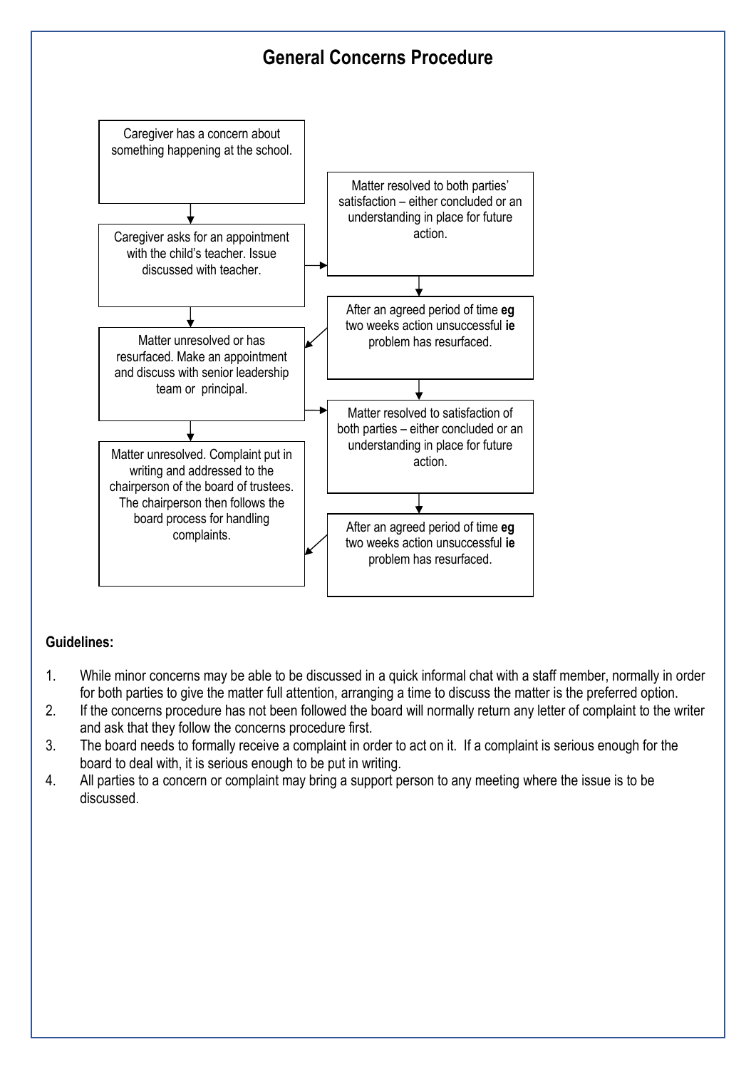# General Concerns Procedure

Caregiver has a concern about something happening at the school.

Caregiver asks for an appointment with the child's teacher. Issue discussed with teacher.

Matter resolved to both parties' satisfaction – either concluded or an understanding in place for future action.

After an agreed period of time **eg** two weeks action unsuccessful **ie** problem has resurfaced.

Matter unresolved or has resurfaced. Make an appointment and discuss with senior leadership team or principal.

Matter resolved to satisfaction of both parties – either concluded or an understanding in place for future action.

After an agreed period of time **eg** two weeks action unsuccessful **ie** problem has resurfaced.

Matter unresolved. Complaint put in writing and addressed to the chairperson of the board of trustees. The chairperson then follows the board process for handling complaints.

**Guidelines:**

1. While minor concerns may be able to be discussed in a quick informal chat with a staff member, normally in order for both parties to give the matter full attention, arranging a time to discuss the matter is the preferred option.
2. If the concerns procedure has not been followed the board will normally return any letter of complaint to the writer and ask that they follow the concerns procedure first.
3. The board needs to formally receive a complaint in order to act on it. If a complaint is serious enough for the board to deal with, it is serious enough to be put in writing.
4. All parties to a concern or complaint may bring a support person to any meeting where the issue is to be discussed.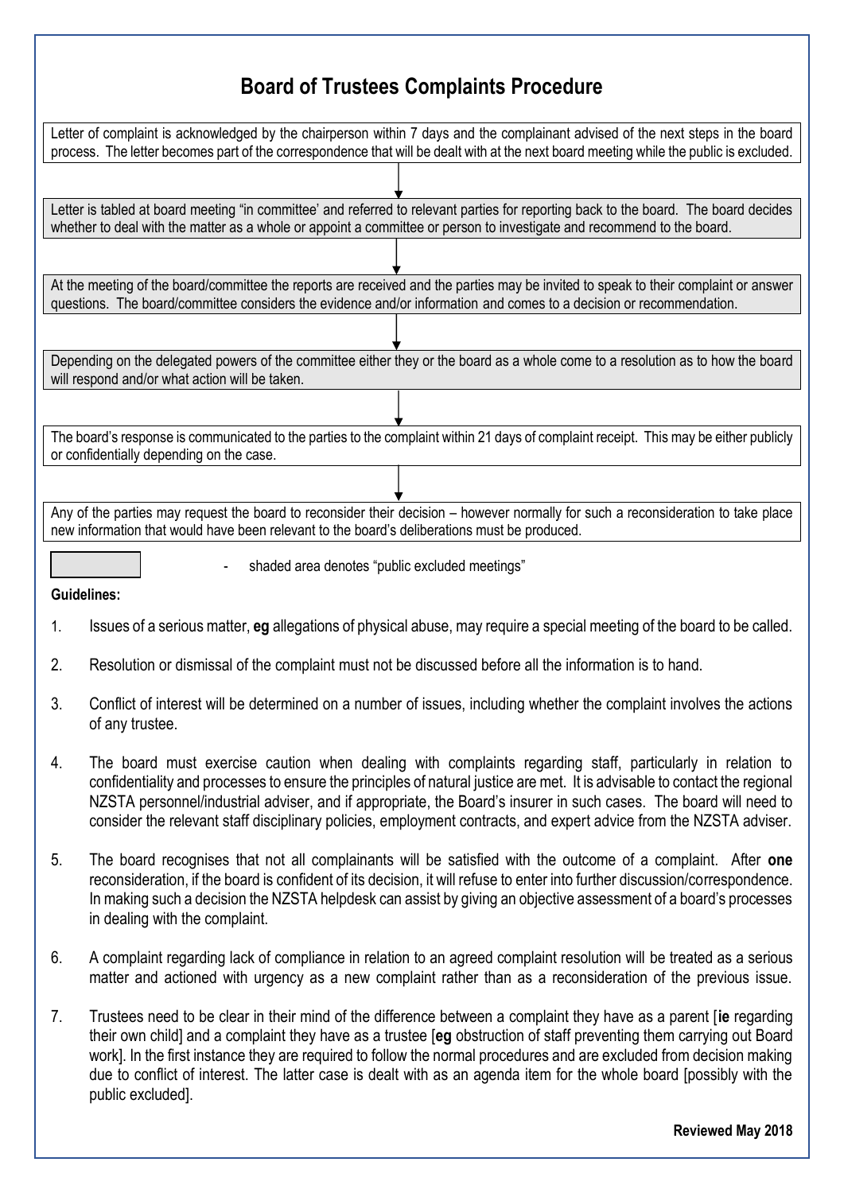# Board of Trustees Complaints Procedure

Letter of complaint is acknowledged by the chairperson within 7 days and the complainant advised of the next steps in the board process. The letter becomes part of the correspondence that will be dealt with at the next board meeting while the public is excluded.

↓

Letter is tabled at board meeting "in committee' and referred to relevant parties for reporting back to the board. The board decides whether to deal with the matter as a whole or appoint a committee or person to investigate and recommend to the board.

↓

At the meeting of the board/committee the reports are received and the parties may be invited to speak to their complaint or answer questions. The board/committee considers the evidence and/or information and comes to a decision or recommendation.

↓

Depending on the delegated powers of the committee either they or the board as a whole come to a resolution as to how the board will respond and/or what action will be taken.

↓

The board's response is communicated to the parties to the complaint within 21 days of complaint receipt. This may be either publicly or confidentially depending on the case.

↓

Any of the parties may request the board to reconsider their decision – however normally for such a reconsideration to take place new information that would have been relevant to the board's deliberations must be produced.

- shaded area denotes "public excluded meetings"

**Guidelines:**

1. Issues of a serious matter, **eg** allegations of physical abuse, may require a special meeting of the board to be called.

2. Resolution or dismissal of the complaint must not be discussed before all the information is to hand.

3. Conflict of interest will be determined on a number of issues, including whether the complaint involves the actions of any trustee.

4. The board must exercise caution when dealing with complaints regarding staff, particularly in relation to confidentiality and processes to ensure the principles of natural justice are met. It is advisable to contact the regional NZSTA personnel/industrial adviser, and if appropriate, the Board's insurer in such cases. The board will need to consider the relevant staff disciplinary policies, employment contracts, and expert advice from the NZSTA adviser.

5. The board recognises that not all complainants will be satisfied with the outcome of a complaint. After **one** reconsideration, if the board is confident of its decision, it will refuse to enter into further discussion/correspondence. In making such a decision the NZSTA helpdesk can assist by giving an objective assessment of a board's processes in dealing with the complaint.

6. A complaint regarding lack of compliance in relation to an agreed complaint resolution will be treated as a serious matter and actioned with urgency as a new complaint rather than as a reconsideration of the previous issue.

7. Trustees need to be clear in their mind of the difference between a complaint they have as a parent [**ie** regarding their own child] and a complaint they have as a trustee [**eg** obstruction of staff preventing them carrying out Board work]. In the first instance they are required to follow the normal procedures and are excluded from decision making due to conflict of interest. The latter case is dealt with as an agenda item for the whole board [possibly with the public excluded].

**Reviewed May 2018**